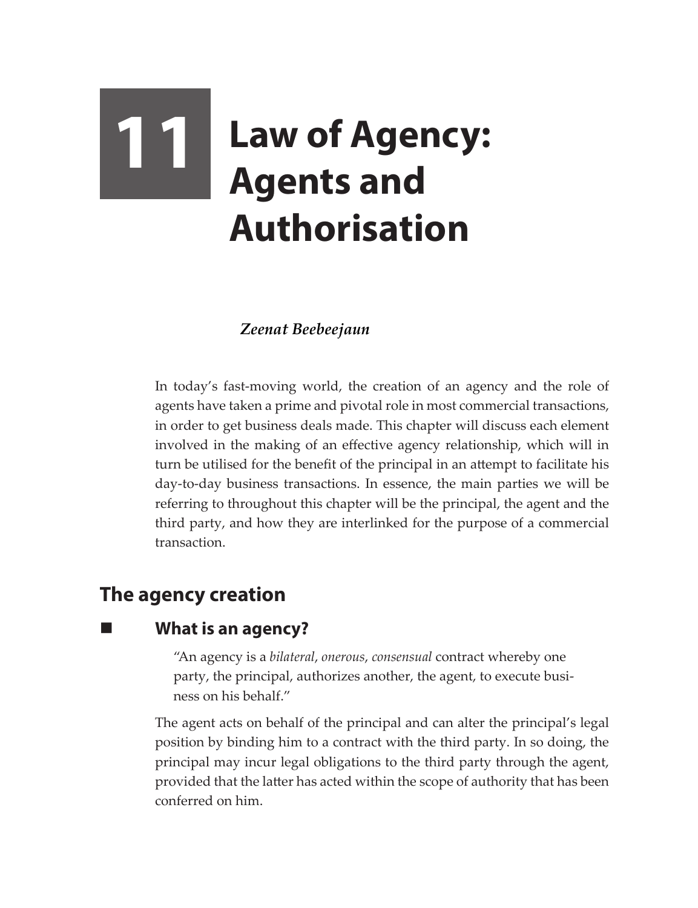# 11 Law of Agency: Agents and Authorisation

*Zeenat Beebeejaun*

In today's fast-moving world, the creation of an agency and the role of agents have taken a prime and pivotal role in most commercial transactions, in order to get business deals made. This chapter will discuss each element involved in the making of an effective agency relationship, which will in turn be utilised for the benefit of the principal in an attempt to facilitate his day-to-day business transactions. In essence, the main parties we will be referring to throughout this chapter will be the principal, the agent and the third party, and how they are interlinked for the purpose of a commercial transaction.

## The agency creation

### What is an agency?

> "An agency is a *bilateral*, *onerous*, *consensual* contract whereby one party, the principal, authorizes another, the agent, to execute business on his behalf."

The agent acts on behalf of the principal and can alter the principal's legal position by binding him to a contract with the third party. In so doing, the principal may incur legal obligations to the third party through the agent, provided that the latter has acted within the scope of authority that has been conferred on him.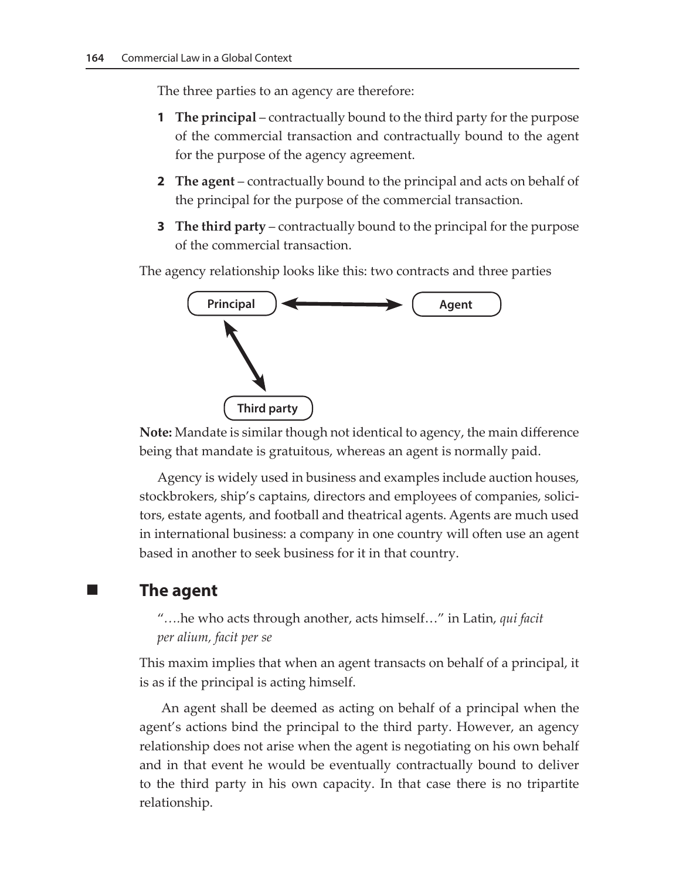The three parties to an agency are therefore:

1. **The principal** – contractually bound to the third party for the purpose of the commercial transaction and contractually bound to the agent for the purpose of the agency agreement.
2. **The agent** – contractually bound to the principal and acts on behalf of the principal for the purpose of the commercial transaction.
3. **The third party** – contractually bound to the principal for the purpose of the commercial transaction.

The agency relationship looks like this: two contracts and three parties

Principal ⟷ Agent

Principal ⟷ Third party

**Note:** Mandate is similar though not identical to agency, the main difference being that mandate is gratuitous, whereas an agent is normally paid.

Agency is widely used in business and examples include auction houses, stockbrokers, ship's captains, directors and employees of companies, solicitors, estate agents, and football and theatrical agents. Agents are much used in international business: a company in one country will often use an agent based in another to seek business for it in that country.

## The agent

"….he who acts through another, acts himself…" in Latin, *qui facit per alium, facit per se*

This maxim implies that when an agent transacts on behalf of a principal, it is as if the principal is acting himself.

An agent shall be deemed as acting on behalf of a principal when the agent's actions bind the principal to the third party. However, an agency relationship does not arise when the agent is negotiating on his own behalf and in that event he would be eventually contractually bound to deliver to the third party in his own capacity. In that case there is no tripartite relationship.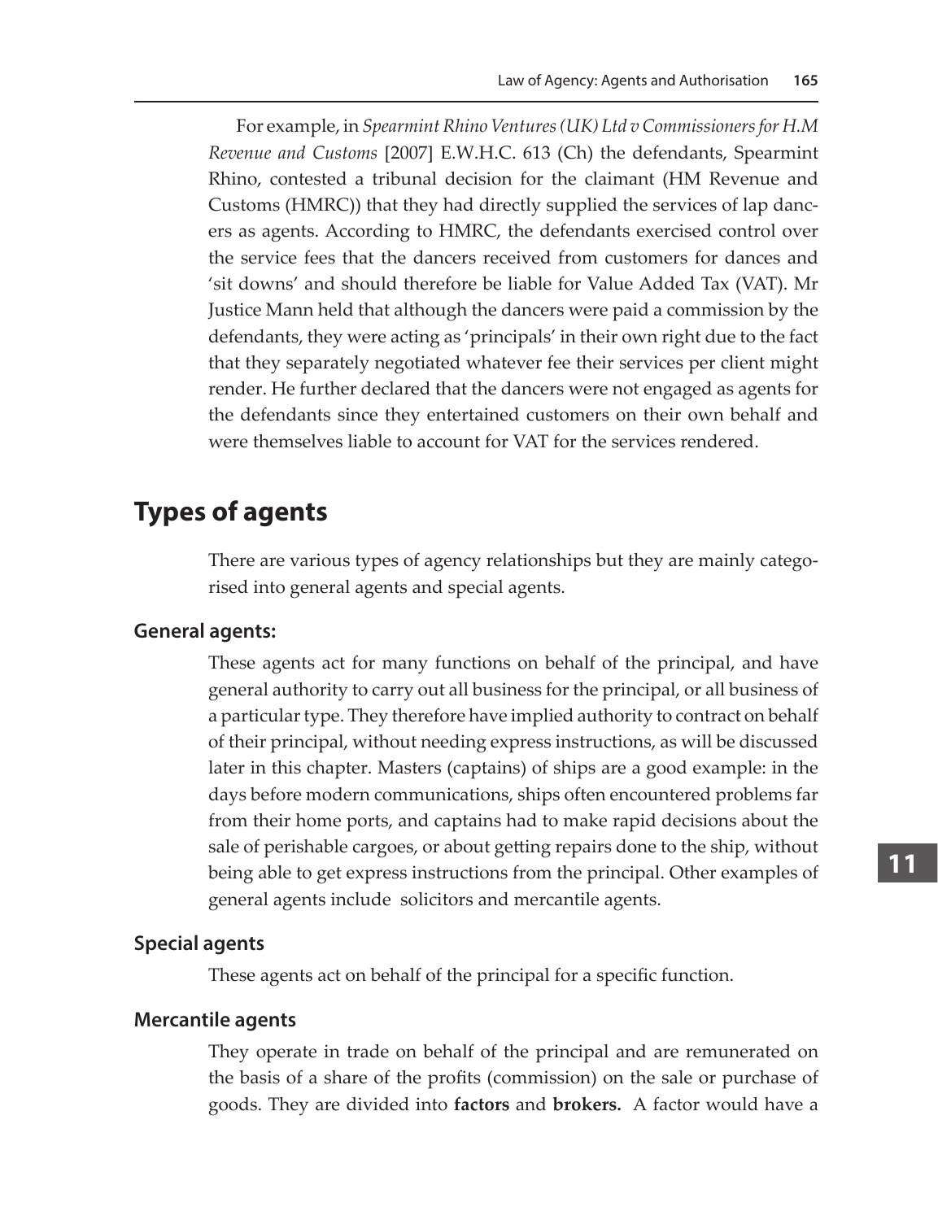For example, in *Spearmint Rhino Ventures (UK) Ltd v Commissioners for H.M Revenue and Customs* [2007] E.W.H.C. 613 (Ch) the defendants, Spearmint Rhino, contested a tribunal decision for the claimant (HM Revenue and Customs (HMRC)) that they had directly supplied the services of lap dancers as agents. According to HMRC, the defendants exercised control over the service fees that the dancers received from customers for dances and 'sit downs' and should therefore be liable for Value Added Tax (VAT). Mr Justice Mann held that although the dancers were paid a commission by the defendants, they were acting as 'principals' in their own right due to the fact that they separately negotiated whatever fee their services per client might render. He further declared that the dancers were not engaged as agents for the defendants since they entertained customers on their own behalf and were themselves liable to account for VAT for the services rendered.

## Types of agents

There are various types of agency relationships but they are mainly categorised into general agents and special agents.

### General agents:

These agents act for many functions on behalf of the principal, and have general authority to carry out all business for the principal, or all business of a particular type. They therefore have implied authority to contract on behalf of their principal, without needing express instructions, as will be discussed later in this chapter. Masters (captains) of ships are a good example: in the days before modern communications, ships often encountered problems far from their home ports, and captains had to make rapid decisions about the sale of perishable cargoes, or about getting repairs done to the ship, without being able to get express instructions from the principal. Other examples of general agents include solicitors and mercantile agents.

### Special agents

These agents act on behalf of the principal for a specific function.

### Mercantile agents

They operate in trade on behalf of the principal and are remunerated on the basis of a share of the profits (commission) on the sale or purchase of goods. They are divided into **factors** and **brokers.** A factor would have a